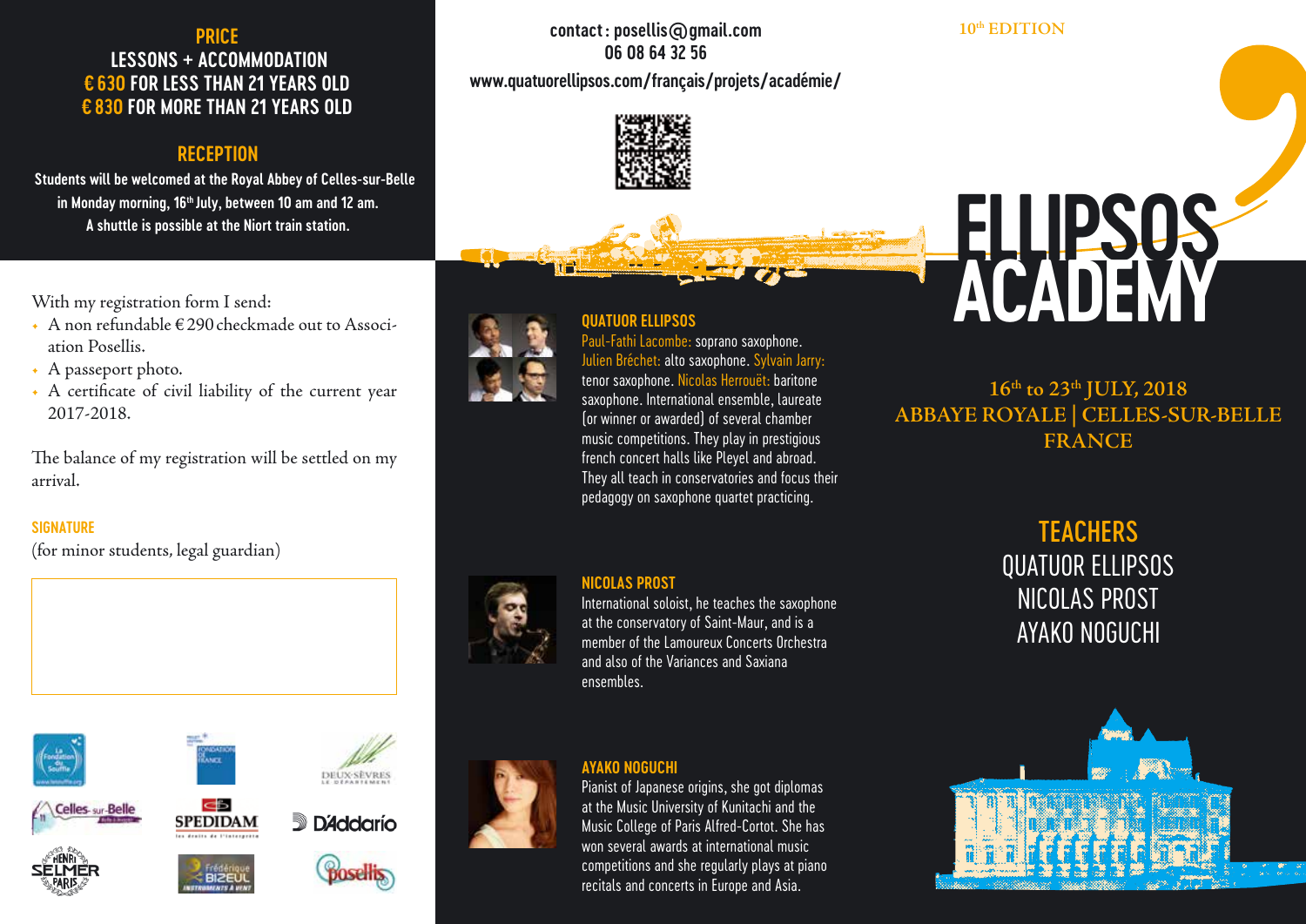## PRICE

**LESSONS + ACCOMMODATION**
**€ 630 FOR LESS THAN 21 YEARS OLD**
**€ 830 FOR MORE THAN 21 YEARS OLD**

## RECEPTION

**Students will be welcomed at the Royal Abbey of Celles-sur-Belle in Monday morning, 16th July, between 10 am and 12 am. A shuttle is possible at the Niort train station.**

With my registration form I send:

- A non refundable € 290 checkmade out to Association Posellis.
- A passeport photo.
- A certificate of civil liability of the current year 2017-2018.

The balance of my registration will be settled on my arrival.

**SIGNATURE**
(for minor students, legal guardian)

contact : posellis@gmail.com
06 08 64 32 56
www.quatuorellipsos.com/français/projets/académie/

### QUATUOR ELLIPSOS

Paul-Fathi Lacombe: soprano saxophone. Julien Bréchet: alto saxophone. Sylvain Jarry: tenor saxophone. Nicolas Herrouët: baritone saxophone. International ensemble, laureate (or winner or awarded) of several chamber music competitions. They play in prestigious french concert halls like Pleyel and abroad. They all teach in conservatories and focus their pedagogy on saxophone quartet practicing.

### NICOLAS PROST

International soloist, he teaches the saxophone at the conservatory of Saint-Maur, and is a member of the Lamoureux Concerts Orchestra and also of the Variances and Saxiana ensembles.

### AYAKO NOGUCHI

Pianist of Japanese origins, she got diplomas at the Music University of Kunitachi and the Music College of Paris Alfred-Cortot. She has won several awards at international music competitions and she regularly plays at piano recitals and concerts in Europe and Asia.

10th EDITION

# ELLIPSOS ACADEMY

**16th to 23th JULY, 2018**
**ABBAYE ROYALE | CELLES-SUR-BELLE**
**FRANCE**

## TEACHERS

QUATUOR ELLIPSOS
NICOLAS PROST
AYAKO NOGUCHI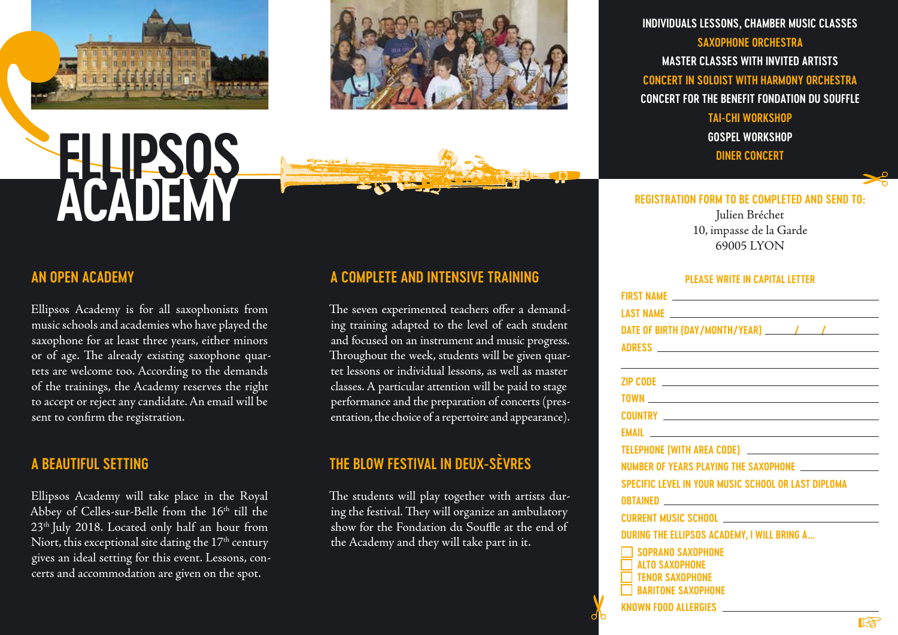# ELLIPSOS ACADEMY

INDIVIDUALS LESSONS, CHAMBER MUSIC CLASSES

SAXOPHONE ORCHESTRA

MASTER CLASSES WITH INVITED ARTISTS

CONCERT IN SOLOIST WITH HARMONY ORCHESTRA

CONCERT FOR THE BENEFIT FONDATION DU SOUFFLE

TAI-CHI WORKSHOP

GOSPEL WORKSHOP

DINER CONCERT

## AN OPEN ACADEMY

Ellipsos Academy is for all saxophonists from music schools and academies who have played the saxophone for at least three years, either minors or of age. The already existing saxophone quartets are welcome too. According to the demands of the trainings, the Academy reserves the right to accept or reject any candidate. An email will be sent to confirm the registration.

## A BEAUTIFUL SETTING

Ellipsos Academy will take place in the Royal Abbey of Celles-sur-Belle from the 16th till the 23th July 2018. Located only half an hour from Niort, this exceptional site dating the 17th century gives an ideal setting for this event. Lessons, concerts and accommodation are given on the spot.

## A COMPLETE AND INTENSIVE TRAINING

The seven experimented teachers offer a demanding training adapted to the level of each student and focused on an instrument and music progress. Throughout the week, students will be given quartet lessons or individual lessons, as well as master classes. A particular attention will be paid to stage performance and the preparation of concerts (presentation, the choice of a repertoire and appearance).

## THE BLOW FESTIVAL IN DEUX-SÈVRES

The students will play together with artists during the festival. They will organize an ambulatory show for the Fondation du Souffle at the end of the Academy and they will take part in it.

## REGISTRATION FORM TO BE COMPLETED AND SEND TO:

Julien Bréchet
10, impasse de la Garde
69005 LYON

PLEASE WRITE IN CAPITAL LETTER

FIRST NAME ____________________

LAST NAME ____________________

DATE OF BIRTH (DAY/MONTH/YEAR) ______ / ______ / ______

ADRESS ____________________

____________________

ZIP CODE ____________________

TOWN ____________________

COUNTRY ____________________

EMAIL ____________________

TELEPHONE (WITH AREA CODE) ____________________

NUMBER OF YEARS PLAYING THE SAXOPHONE ____________________

SPECIFIC LEVEL IN YOUR MUSIC SCHOOL OR LAST DIPLOMA OBTAINED ____________________

CURRENT MUSIC SCHOOL ____________________

DURING THE ELLIPSOS ACADEMY, I WILL BRING A...

- ☐ SOPRANO SAXOPHONE
- ☐ ALTO SAXOPHONE
- ☐ TENOR SAXOPHONE
- ☐ BARITONE SAXOPHONE

KNOWN FOOD ALLERGIES ____________________